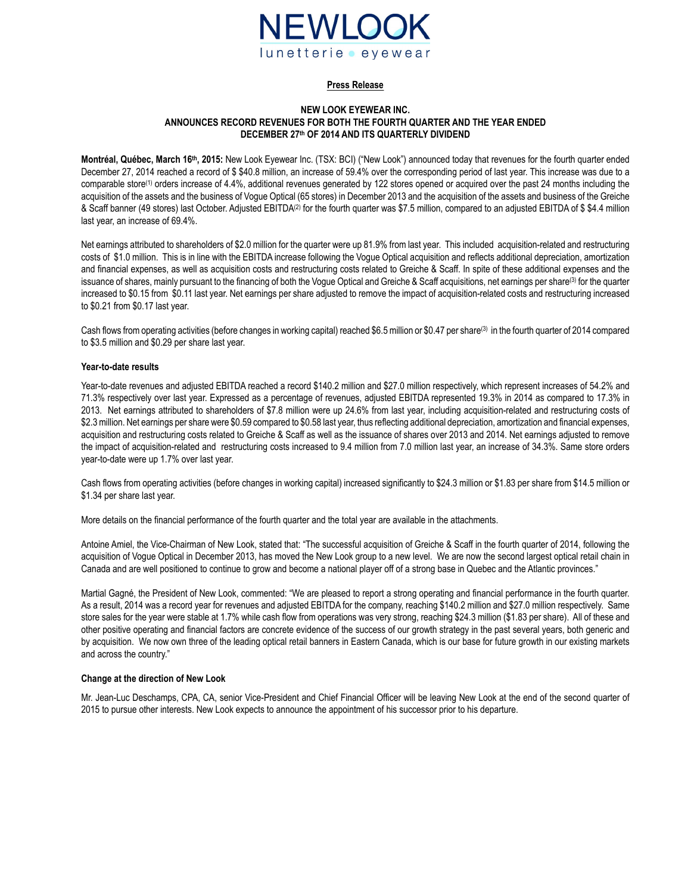NEWLOOK
lunetterie • eyewear

**Press Release**

## NEW LOOK EYEWEAR INC. ANNOUNCES RECORD REVENUES FOR BOTH THE FOURTH QUARTER AND THE YEAR ENDED DECEMBER 27th OF 2014 AND ITS QUARTERLY DIVIDEND

**Montréal, Québec, March 16th, 2015:** New Look Eyewear Inc. (TSX: BCI) ("New Look") announced today that revenues for the fourth quarter ended December 27, 2014 reached a record of $ $40.8 million, an increase of 59.4% over the corresponding period of last year. This increase was due to a comparable store[(1)] orders increase of 4.4%, additional revenues generated by 122 stores opened or acquired over the past 24 months including the acquisition of the assets and the business of Vogue Optical (65 stores) in December 2013 and the acquisition of the assets and business of the Greiche & Scaff banner (49 stores) last October. Adjusted EBITDA[(2)] for the fourth quarter was $7.5 million, compared to an adjusted EBITDA of $ $4.4 million last year, an increase of 69.4%.

Net earnings attributed to shareholders of $2.0 million for the quarter were up 81.9% from last year. This included acquisition-related and restructuring costs of $1.0 million. This is in line with the EBITDA increase following the Vogue Optical acquisition and reflects additional depreciation, amortization and financial expenses, as well as acquisition costs and restructuring costs related to Greiche & Scaff. In spite of these additional expenses and the issuance of shares, mainly pursuant to the financing of both the Vogue Optical and Greiche & Scaff acquisitions, net earnings per share[(3)] for the quarter increased to $0.15 from $0.11 last year. Net earnings per share adjusted to remove the impact of acquisition-related costs and restructuring increased to $0.21 from $0.17 last year.

Cash flows from operating activities (before changes in working capital) reached $6.5 million or $0.47 per share[(3)] in the fourth quarter of 2014 compared to $3.5 million and $0.29 per share last year.

### Year-to-date results

Year-to-date revenues and adjusted EBITDA reached a record $140.2 million and $27.0 million respectively, which represent increases of 54.2% and 71.3% respectively over last year. Expressed as a percentage of revenues, adjusted EBITDA represented 19.3% in 2014 as compared to 17.3% in 2013. Net earnings attributed to shareholders of $7.8 million were up 24.6% from last year, including acquisition-related and restructuring costs of $2.3 million. Net earnings per share were $0.59 compared to $0.58 last year, thus reflecting additional depreciation, amortization and financial expenses, acquisition and restructuring costs related to Greiche & Scaff as well as the issuance of shares over 2013 and 2014. Net earnings adjusted to remove the impact of acquisition-related and restructuring costs increased to 9.4 million from 7.0 million last year, an increase of 34.3%. Same store orders year-to-date were up 1.7% over last year.

Cash flows from operating activities (before changes in working capital) increased significantly to $24.3 million or $1.83 per share from $14.5 million or $1.34 per share last year.

More details on the financial performance of the fourth quarter and the total year are available in the attachments.

Antoine Amiel, the Vice-Chairman of New Look, stated that: "The successful acquisition of Greiche & Scaff in the fourth quarter of 2014, following the acquisition of Vogue Optical in December 2013, has moved the New Look group to a new level. We are now the second largest optical retail chain in Canada and are well positioned to continue to grow and become a national player off of a strong base in Quebec and the Atlantic provinces."

Martial Gagné, the President of New Look, commented: "We are pleased to report a strong operating and financial performance in the fourth quarter. As a result, 2014 was a record year for revenues and adjusted EBITDA for the company, reaching $140.2 million and $27.0 million respectively. Same store sales for the year were stable at 1.7% while cash flow from operations was very strong, reaching $24.3 million ($1.83 per share). All of these and other positive operating and financial factors are concrete evidence of the success of our growth strategy in the past several years, both generic and by acquisition. We now own three of the leading optical retail banners in Eastern Canada, which is our base for future growth in our existing markets and across the country."

### Change at the direction of New Look

Mr. Jean-Luc Deschamps, CPA, CA, senior Vice-President and Chief Financial Officer will be leaving New Look at the end of the second quarter of 2015 to pursue other interests. New Look expects to announce the appointment of his successor prior to his departure.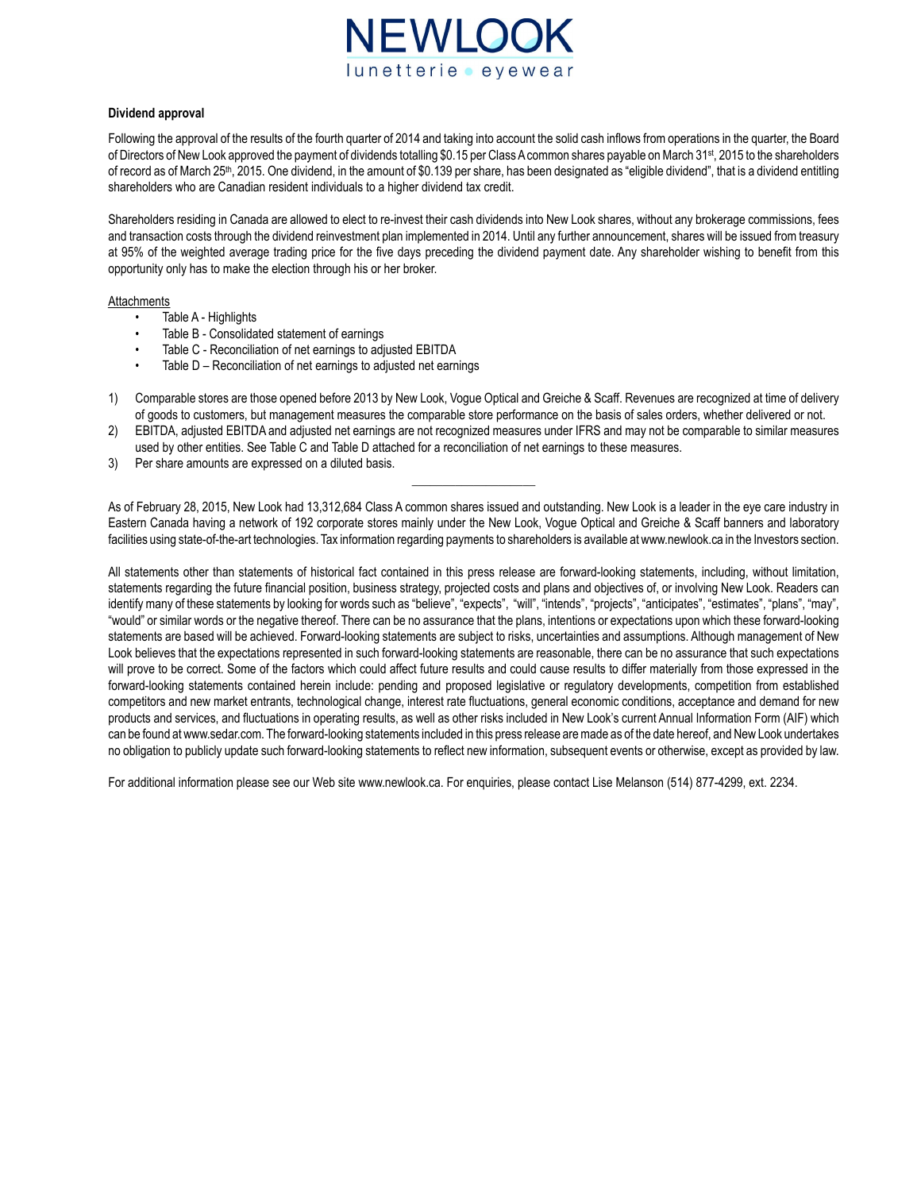**Dividend approval**

Following the approval of the results of the fourth quarter of 2014 and taking into account the solid cash inflows from operations in the quarter, the Board of Directors of New Look approved the payment of dividends totalling $0.15 per Class A common shares payable on March 31st, 2015 to the shareholders of record as of March 25th, 2015. One dividend, in the amount of $0.139 per share, has been designated as "eligible dividend", that is a dividend entitling shareholders who are Canadian resident individuals to a higher dividend tax credit.

Shareholders residing in Canada are allowed to elect to re-invest their cash dividends into New Look shares, without any brokerage commissions, fees and transaction costs through the dividend reinvestment plan implemented in 2014. Until any further announcement, shares will be issued from treasury at 95% of the weighted average trading price for the five days preceding the dividend payment date. Any shareholder wishing to benefit from this opportunity only has to make the election through his or her broker.

Attachments

- Table A - Highlights
- Table B - Consolidated statement of earnings
- Table C - Reconciliation of net earnings to adjusted EBITDA
- Table D – Reconciliation of net earnings to adjusted net earnings

1) Comparable stores are those opened before 2013 by New Look, Vogue Optical and Greiche & Scaff. Revenues are recognized at time of delivery of goods to customers, but management measures the comparable store performance on the basis of sales orders, whether delivered or not.
2) EBITDA, adjusted EBITDA and adjusted net earnings are not recognized measures under IFRS and may not be comparable to similar measures used by other entities. See Table C and Table D attached for a reconciliation of net earnings to these measures.
3) Per share amounts are expressed on a diluted basis.

---

As of February 28, 2015, New Look had 13,312,684 Class A common shares issued and outstanding. New Look is a leader in the eye care industry in Eastern Canada having a network of 192 corporate stores mainly under the New Look, Vogue Optical and Greiche & Scaff banners and laboratory facilities using state-of-the-art technologies. Tax information regarding payments to shareholders is available at www.newlook.ca in the Investors section.

All statements other than statements of historical fact contained in this press release are forward-looking statements, including, without limitation, statements regarding the future financial position, business strategy, projected costs and plans and objectives of, or involving New Look. Readers can identify many of these statements by looking for words such as "believe", "expects", "will", "intends", "projects", "anticipates", "estimates", "plans", "may", "would" or similar words or the negative thereof. There can be no assurance that the plans, intentions or expectations upon which these forward-looking statements are based will be achieved. Forward-looking statements are subject to risks, uncertainties and assumptions. Although management of New Look believes that the expectations represented in such forward-looking statements are reasonable, there can be no assurance that such expectations will prove to be correct. Some of the factors which could affect future results and could cause results to differ materially from those expressed in the forward-looking statements contained herein include: pending and proposed legislative or regulatory developments, competition from established competitors and new market entrants, technological change, interest rate fluctuations, general economic conditions, acceptance and demand for new products and services, and fluctuations in operating results, as well as other risks included in New Look's current Annual Information Form (AIF) which can be found at www.sedar.com. The forward-looking statements included in this press release are made as of the date hereof, and New Look undertakes no obligation to publicly update such forward-looking statements to reflect new information, subsequent events or otherwise, except as provided by law.

For additional information please see our Web site www.newlook.ca. For enquiries, please contact Lise Melanson (514) 877-4299, ext. 2234.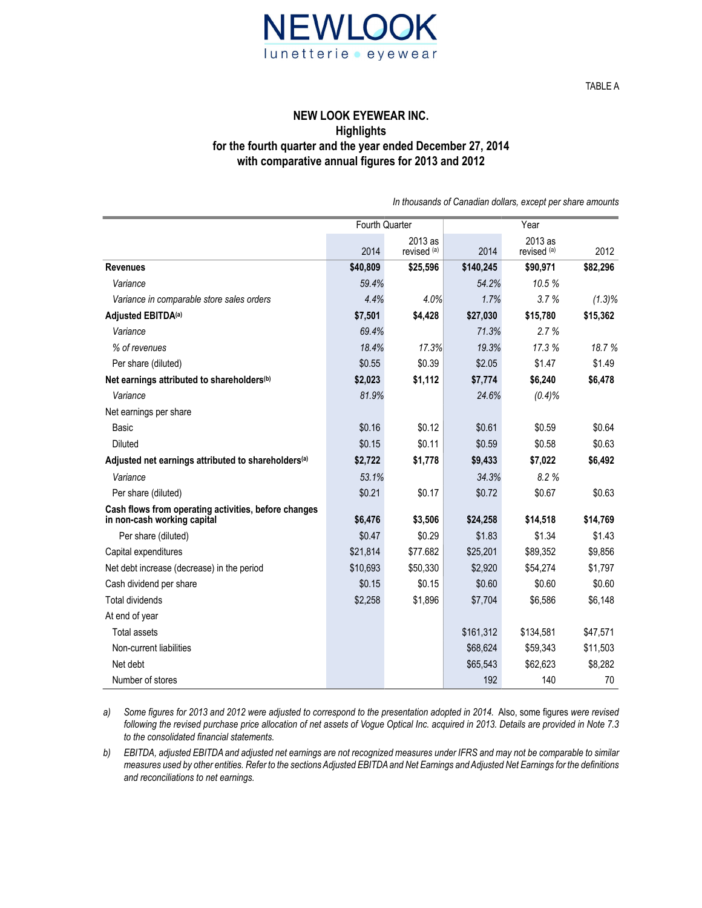NEWLOOK lunetterie • eyewear

TABLE A

## NEW LOOK EYEWEAR INC.
## Highlights
## for the fourth quarter and the year ended December 27, 2014
## with comparative annual figures for 2013 and 2012

*In thousands of Canadian dollars, except per share amounts*

| | Fourth Quarter | | Year | | |
|---|---|---|---|---|---|
| | 2014 | 2013 as revised (a) | 2014 | 2013 as revised (a) | 2012 |
| **Revenues** | **$40,809** | **$25,596** | **$140,245** | **$90,971** | **$82,296** |
| *Variance* | *59.4%* | | *54.2%* | *10.5 %* | |
| *Variance in comparable store sales orders* | *4.4%* | *4.0%* | *1.7%* | *3.7 %* | *(1.3)%* |
| **Adjusted EBITDA(a)** | **$7,501** | **$4,428** | **$27,030** | **$15,780** | **$15,362** |
| *Variance* | *69.4%* | | *71.3%* | *2.7 %* | |
| *% of revenues* | *18.4%* | *17.3%* | *19.3%* | *17.3 %* | *18.7 %* |
| Per share (diluted) | $0.55 | $0.39 | $2.05 | $1.47 | $1.49 |
| **Net earnings attributed to shareholders(b)** | **$2,023** | **$1,112** | **$7,774** | **$6,240** | **$6,478** |
| *Variance* | *81.9%* | | *24.6%* | *(0.4)%* | |
| Net earnings per share | | | | | |
| Basic | $0.16 | $0.12 | $0.61 | $0.59 | $0.64 |
| Diluted | $0.15 | $0.11 | $0.59 | $0.58 | $0.63 |
| **Adjusted net earnings attributed to shareholders(a)** | **$2,722** | **$1,778** | **$9,433** | **$7,022** | **$6,492** |
| *Variance* | *53.1%* | | *34.3%* | *8.2 %* | |
| Per share (diluted) | $0.21 | $0.17 | $0.72 | $0.67 | $0.63 |
| **Cash flows from operating activities, before changes in non-cash working capital** | **$6,476** | **$3,506** | **$24,258** | **$14,518** | **$14,769** |
| Per share (diluted) | $0.47 | $0.29 | $1.83 | $1.34 | $1.43 |
| Capital expenditures | $21,814 | $77.682 | $25,201 | $89,352 | $9,856 |
| Net debt increase (decrease) in the period | $10,693 | $50,330 | $2,920 | $54,274 | $1,797 |
| Cash dividend per share | $0.15 | $0.15 | $0.60 | $0.60 | $0.60 |
| Total dividends | $2,258 | $1,896 | $7,704 | $6,586 | $6,148 |
| At end of year | | | | | |
| Total assets | | | $161,312 | $134,581 | $47,571 |
| Non-current liabilities | | | $68,624 | $59,343 | $11,503 |
| Net debt | | | $65,543 | $62,623 | $8,282 |
| Number of stores | | | 192 | 140 | 70 |

a) *Some figures for 2013 and 2012 were adjusted to correspond to the presentation adopted in 2014. Also, some figures were revised following the revised purchase price allocation of net assets of Vogue Optical Inc. acquired in 2013. Details are provided in Note 7.3 to the consolidated financial statements.*

b) *EBITDA, adjusted EBITDA and adjusted net earnings are not recognized measures under IFRS and may not be comparable to similar measures used by other entities. Refer to the sections Adjusted EBITDA and Net Earnings and Adjusted Net Earnings for the definitions and reconciliations to net earnings.*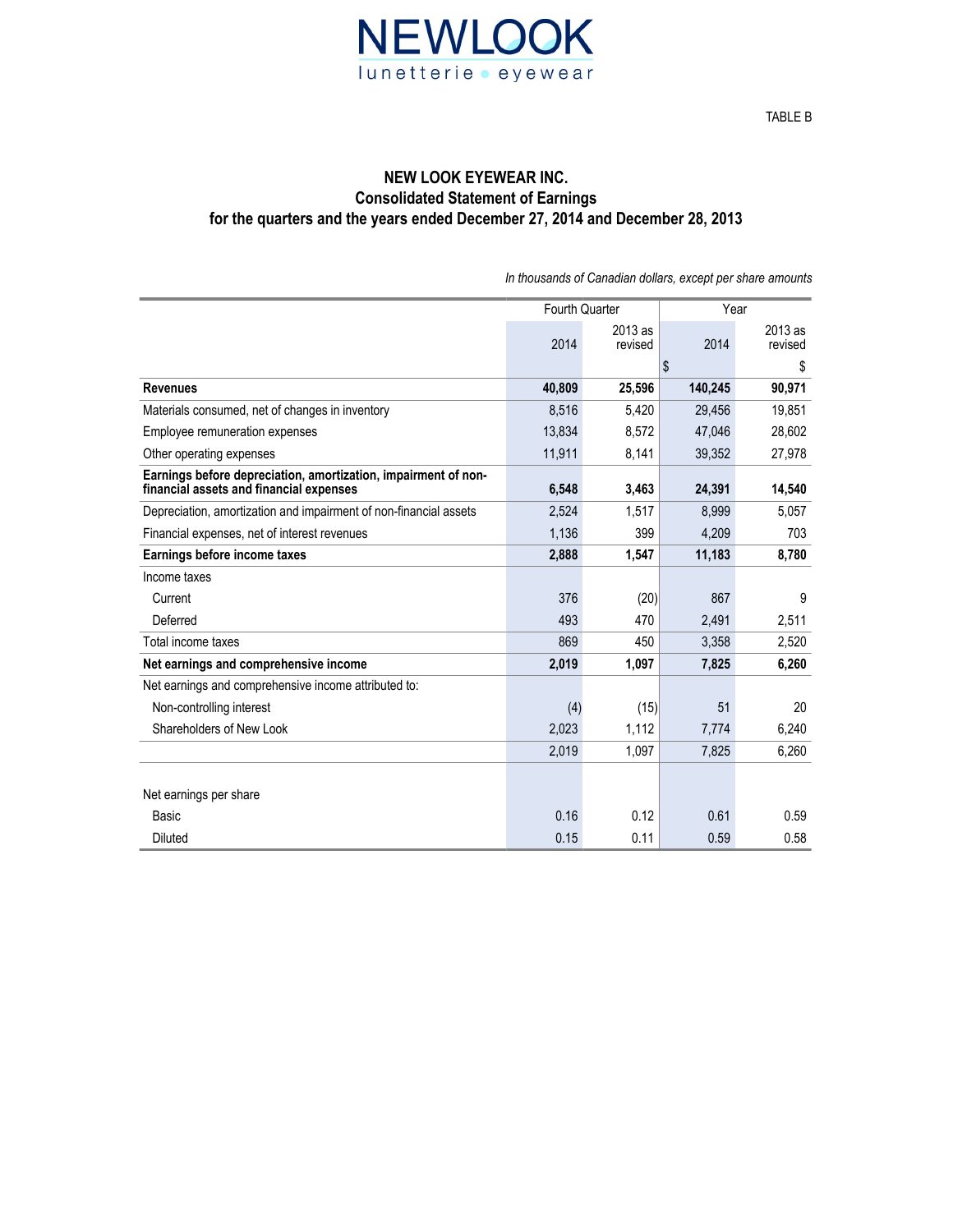NEWLOOK lunetterie • eyewear

TABLE B

# NEW LOOK EYEWEAR INC.
## Consolidated Statement of Earnings
## for the quarters and the years ended December 27, 2014 and December 28, 2013

*In thousands of Canadian dollars, except per share amounts*

| | Fourth Quarter | | Year | |
|---|---|---|---|---|
| | 2014 | 2013 as revised | 2014 | 2013 as revised |
| | | | $ | $ |
| **Revenues** | **40,809** | **25,596** | **140,245** | **90,971** |
| Materials consumed, net of changes in inventory | 8,516 | 5,420 | 29,456 | 19,851 |
| Employee remuneration expenses | 13,834 | 8,572 | 47,046 | 28,602 |
| Other operating expenses | 11,911 | 8,141 | 39,352 | 27,978 |
| **Earnings before depreciation, amortization, impairment of non-financial assets and financial expenses** | **6,548** | **3,463** | **24,391** | **14,540** |
| Depreciation, amortization and impairment of non-financial assets | 2,524 | 1,517 | 8,999 | 5,057 |
| Financial expenses, net of interest revenues | 1,136 | 399 | 4,209 | 703 |
| **Earnings before income taxes** | **2,888** | **1,547** | **11,183** | **8,780** |
| Income taxes | | | | |
| Current | 376 | (20) | 867 | 9 |
| Deferred | 493 | 470 | 2,491 | 2,511 |
| Total income taxes | 869 | 450 | 3,358 | 2,520 |
| **Net earnings and comprehensive income** | **2,019** | **1,097** | **7,825** | **6,260** |
| Net earnings and comprehensive income attributed to: | | | | |
| Non-controlling interest | (4) | (15) | 51 | 20 |
| Shareholders of New Look | 2,023 | 1,112 | 7,774 | 6,240 |
| | 2,019 | 1,097 | 7,825 | 6,260 |
| Net earnings per share | | | | |
| Basic | 0.16 | 0.12 | 0.61 | 0.59 |
| Diluted | 0.15 | 0.11 | 0.59 | 0.58 |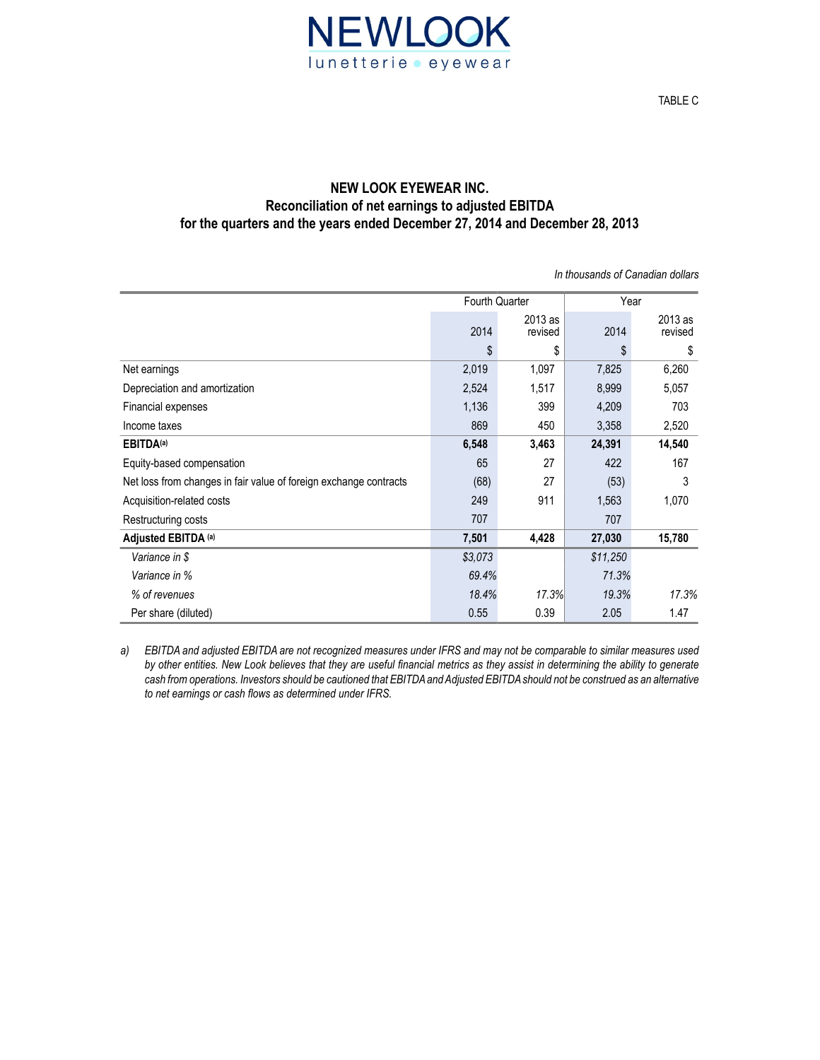NEWLOOK
lunetterie • eyewear

TABLE C

# NEW LOOK EYEWEAR INC.
## Reconciliation of net earnings to adjusted EBITDA
## for the quarters and the years ended December 27, 2014 and December 28, 2013

*In thousands of Canadian dollars*

| | Fourth Quarter | | Year | |
|---|---|---|---|---|
| | 2014 | 2013 as revised | 2014 | 2013 as revised |
| | $ | $ | $ | $ |
| Net earnings | 2,019 | 1,097 | 7,825 | 6,260 |
| Depreciation and amortization | 2,524 | 1,517 | 8,999 | 5,057 |
| Financial expenses | 1,136 | 399 | 4,209 | 703 |
| Income taxes | 869 | 450 | 3,358 | 2,520 |
| **EBITDA(a)** | **6,548** | **3,463** | **24,391** | **14,540** |
| Equity-based compensation | 65 | 27 | 422 | 167 |
| Net loss from changes in fair value of foreign exchange contracts | (68) | 27 | (53) | 3 |
| Acquisition-related costs | 249 | 911 | 1,563 | 1,070 |
| Restructuring costs | 707 | | 707 | |
| **Adjusted EBITDA (a)** | **7,501** | **4,428** | **27,030** | **15,780** |
| *Variance in $* | *$3,073* | | *$11,250* | |
| *Variance in %* | *69.4%* | | *71.3%* | |
| *% of revenues* | *18.4%* | *17.3%* | *19.3%* | *17.3%* |
| Per share (diluted) | 0.55 | 0.39 | 2.05 | 1.47 |

*a) EBITDA and adjusted EBITDA are not recognized measures under IFRS and may not be comparable to similar measures used by other entities. New Look believes that they are useful financial metrics as they assist in determining the ability to generate cash from operations. Investors should be cautioned that EBITDA and Adjusted EBITDA should not be construed as an alternative to net earnings or cash flows as determined under IFRS.*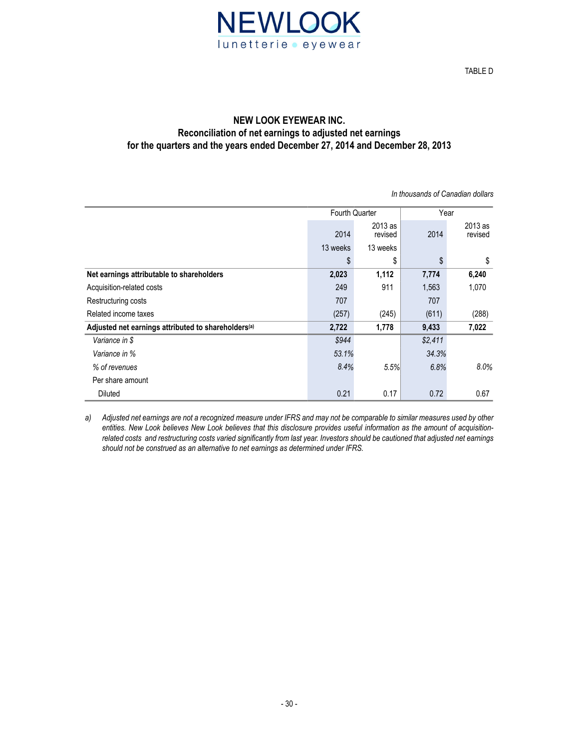NEWLOOK
lunetterie • eyewear

TABLE D

# NEW LOOK EYEWEAR INC.
## Reconciliation of net earnings to adjusted net earnings
## for the quarters and the years ended December 27, 2014 and December 28, 2013

*In thousands of Canadian dollars*

| | Fourth Quarter | | Year | |
|---|---|---|---|---|
| | 2014 | 2013 as revised | 2014 | 2013 as revised |
| | 13 weeks | 13 weeks | | |
| | $ | $ | $ | $ |
| **Net earnings attributable to shareholders** | **2,023** | **1,112** | **7,774** | **6,240** |
| Acquisition-related costs | 249 | 911 | 1,563 | 1,070 |
| Restructuring costs | 707 | | 707 | |
| Related income taxes | (257) | (245) | (611) | (288) |
| **Adjusted net earnings attributed to shareholders[(a)]** | **2,722** | **1,778** | **9,433** | **7,022** |
| *Variance in $* | *$944* | | *$2,411* | |
| *Variance in %* | *53.1%* | | *34.3%* | |
| *% of revenues* | *8.4%* | *5.5%* | *6.8%* | *8.0%* |
| Per share amount | | | | |
| Diluted | 0.21 | 0.17 | 0.72 | 0.67 |

a) *Adjusted net earnings are not a recognized measure under IFRS and may not be comparable to similar measures used by other entities. New Look believes New Look believes that this disclosure provides useful information as the amount of acquisition-related costs and restructuring costs varied significantly from last year. Investors should be cautioned that adjusted net earnings should not be construed as an alternative to net earnings as determined under IFRS.*